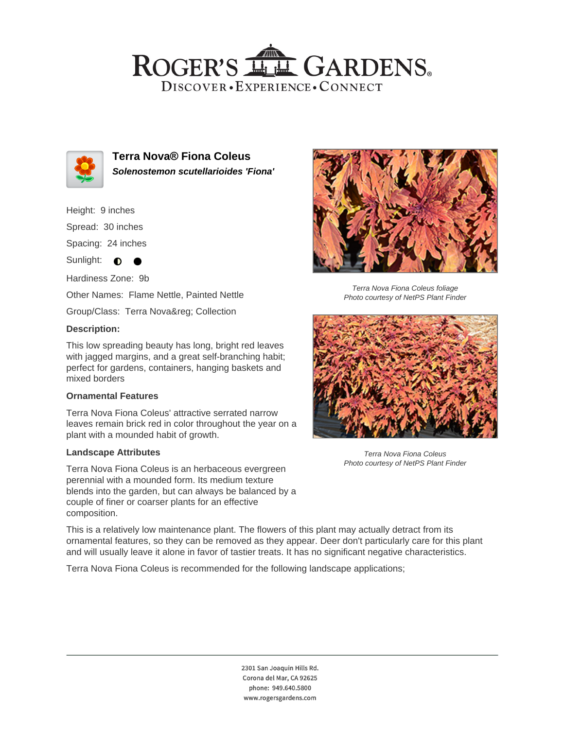# ROGER'S GARDENS

DISCOVER • EXPERIENCE • CONNECT

## Terra Nova® Fiona Coleus

***Solenostemon scutellarioides 'Fiona'***

Height: 9 inches

Spread: 30 inches

Spacing: 24 inches

Sunlight: ◐ ●

Hardiness Zone: 9b

Other Names: Flame Nettle, Painted Nettle

Group/Class: Terra Nova&reg; Collection

### Description:

This low spreading beauty has long, bright red leaves with jagged margins, and a great self-branching habit; perfect for gardens, containers, hanging baskets and mixed borders

### Ornamental Features

Terra Nova Fiona Coleus' attractive serrated narrow leaves remain brick red in color throughout the year on a plant with a mounded habit of growth.

### Landscape Attributes

Terra Nova Fiona Coleus is an herbaceous evergreen perennial with a mounded form. Its medium texture blends into the garden, but can always be balanced by a couple of finer or coarser plants for an effective composition.

This is a relatively low maintenance plant. The flowers of this plant may actually detract from its ornamental features, so they can be removed as they appear. Deer don't particularly care for this plant and will usually leave it alone in favor of tastier treats. It has no significant negative characteristics.

Terra Nova Fiona Coleus is recommended for the following landscape applications;

*Terra Nova Fiona Coleus foliage*
*Photo courtesy of NetPS Plant Finder*

*Terra Nova Fiona Coleus*
*Photo courtesy of NetPS Plant Finder*

2301 San Joaquin Hills Rd.
Corona del Mar, CA 92625
phone: 949.640.5800
www.rogersgardens.com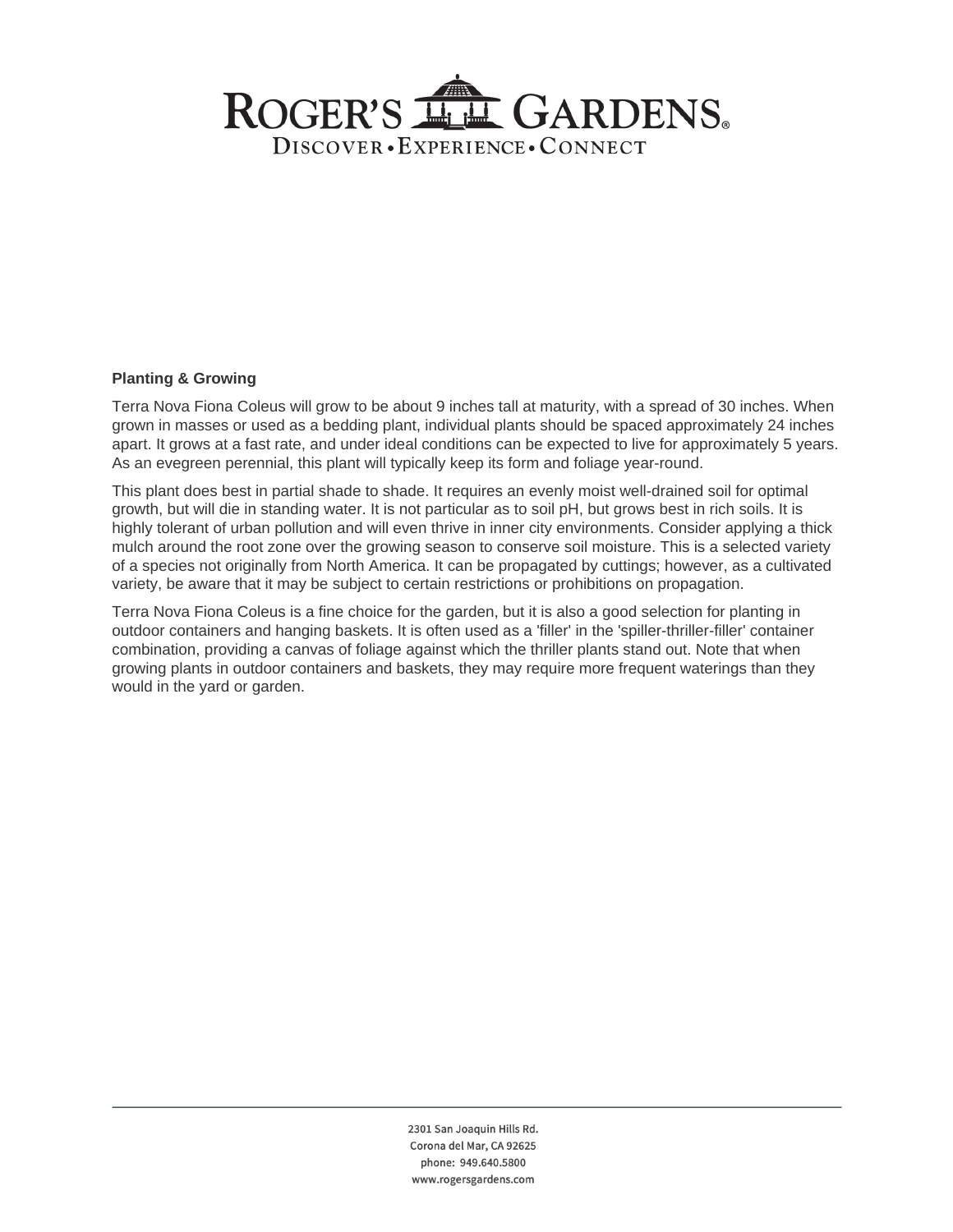**Planting & Growing**

Terra Nova Fiona Coleus will grow to be about 9 inches tall at maturity, with a spread of 30 inches. When grown in masses or used as a bedding plant, individual plants should be spaced approximately 24 inches apart. It grows at a fast rate, and under ideal conditions can be expected to live for approximately 5 years. As an evegreen perennial, this plant will typically keep its form and foliage year-round.

This plant does best in partial shade to shade. It requires an evenly moist well-drained soil for optimal growth, but will die in standing water. It is not particular as to soil pH, but grows best in rich soils. It is highly tolerant of urban pollution and will even thrive in inner city environments. Consider applying a thick mulch around the root zone over the growing season to conserve soil moisture. This is a selected variety of a species not originally from North America. It can be propagated by cuttings; however, as a cultivated variety, be aware that it may be subject to certain restrictions or prohibitions on propagation.

Terra Nova Fiona Coleus is a fine choice for the garden, but it is also a good selection for planting in outdoor containers and hanging baskets. It is often used as a 'filler' in the 'spiller-thriller-filler' container combination, providing a canvas of foliage against which the thriller plants stand out. Note that when growing plants in outdoor containers and baskets, they may require more frequent waterings than they would in the yard or garden.